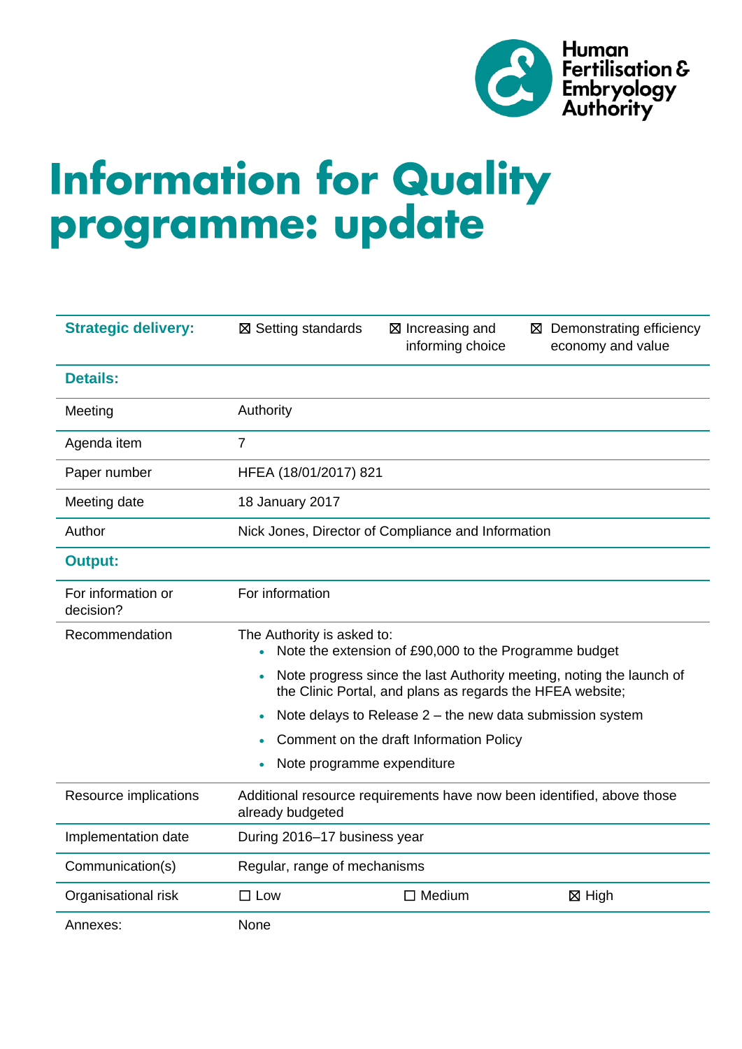Human Fertilisation & Embryology Authority

# Information for Quality programme: update

| | | | |
|---|---|---|---|
| **Strategic delivery:** | ☒ Setting standards | ☒ Increasing and informing choice | ☒ Demonstrating efficiency economy and value |
| **Details:** | | | |
| Meeting | Authority | | |
| Agenda item | 7 | | |
| Paper number | HFEA (18/01/2017) 821 | | |
| Meeting date | 18 January 2017 | | |
| Author | Nick Jones, Director of Compliance and Information | | |
| **Output:** | | | |
| For information or decision? | For information | | |
| Recommendation | The Authority is asked to:<br>• Note the extension of £90,000 to the Programme budget<br>• Note progress since the last Authority meeting, noting the launch of the Clinic Portal, and plans as regards the HFEA website;<br>• Note delays to Release 2 – the new data submission system<br>• Comment on the draft Information Policy<br>• Note programme expenditure | | |
| Resource implications | Additional resource requirements have now been identified, above those already budgeted | | |
| Implementation date | During 2016–17 business year | | |
| Communication(s) | Regular, range of mechanisms | | |
| Organisational risk | ☐ Low | ☐ Medium | ☒ High |
| Annexes: | None | | |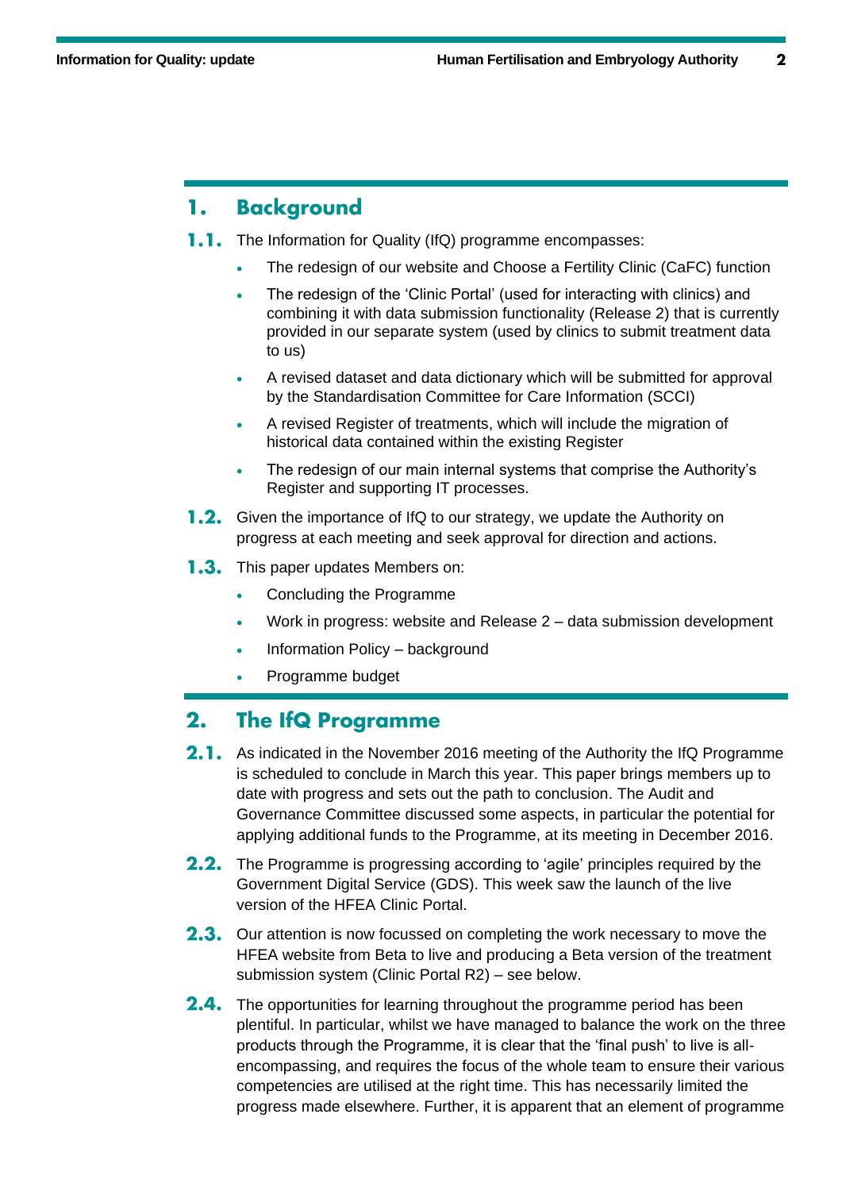## 1. Background

**1.1.** The Information for Quality (IfQ) programme encompasses:

- The redesign of our website and Choose a Fertility Clinic (CaFC) function
- The redesign of the 'Clinic Portal' (used for interacting with clinics) and combining it with data submission functionality (Release 2) that is currently provided in our separate system (used by clinics to submit treatment data to us)
- A revised dataset and data dictionary which will be submitted for approval by the Standardisation Committee for Care Information (SCCI)
- A revised Register of treatments, which will include the migration of historical data contained within the existing Register
- The redesign of our main internal systems that comprise the Authority's Register and supporting IT processes.

**1.2.** Given the importance of IfQ to our strategy, we update the Authority on progress at each meeting and seek approval for direction and actions.

**1.3.** This paper updates Members on:

- Concluding the Programme
- Work in progress: website and Release 2 – data submission development
- Information Policy – background
- Programme budget

## 2. The IfQ Programme

**2.1.** As indicated in the November 2016 meeting of the Authority the IfQ Programme is scheduled to conclude in March this year. This paper brings members up to date with progress and sets out the path to conclusion. The Audit and Governance Committee discussed some aspects, in particular the potential for applying additional funds to the Programme, at its meeting in December 2016.

**2.2.** The Programme is progressing according to 'agile' principles required by the Government Digital Service (GDS). This week saw the launch of the live version of the HFEA Clinic Portal.

**2.3.** Our attention is now focussed on completing the work necessary to move the HFEA website from Beta to live and producing a Beta version of the treatment submission system (Clinic Portal R2) – see below.

**2.4.** The opportunities for learning throughout the programme period has been plentiful. In particular, whilst we have managed to balance the work on the three products through the Programme, it is clear that the 'final push' to live is all-encompassing, and requires the focus of the whole team to ensure their various competencies are utilised at the right time. This has necessarily limited the progress made elsewhere. Further, it is apparent that an element of programme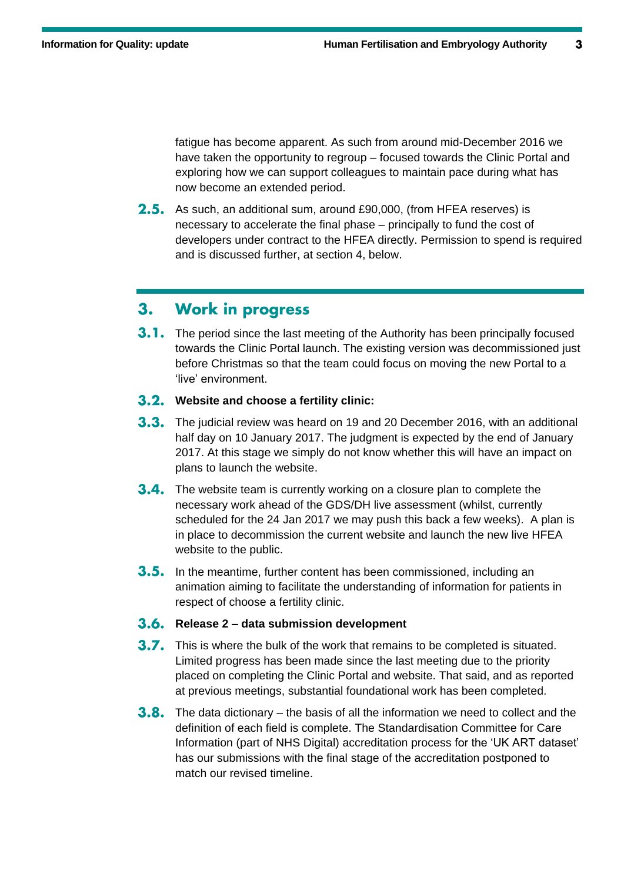fatigue has become apparent. As such from around mid-December 2016 we have taken the opportunity to regroup – focused towards the Clinic Portal and exploring how we can support colleagues to maintain pace during what has now become an extended period.

**2.5.** As such, an additional sum, around £90,000, (from HFEA reserves) is necessary to accelerate the final phase – principally to fund the cost of developers under contract to the HFEA directly. Permission to spend is required and is discussed further, at section 4, below.

## 3. Work in progress

**3.1.** The period since the last meeting of the Authority has been principally focused towards the Clinic Portal launch. The existing version was decommissioned just before Christmas so that the team could focus on moving the new Portal to a 'live' environment.

**3.2.** **Website and choose a fertility clinic:**

**3.3.** The judicial review was heard on 19 and 20 December 2016, with an additional half day on 10 January 2017. The judgment is expected by the end of January 2017. At this stage we simply do not know whether this will have an impact on plans to launch the website.

**3.4.** The website team is currently working on a closure plan to complete the necessary work ahead of the GDS/DH live assessment (whilst, currently scheduled for the 24 Jan 2017 we may push this back a few weeks). A plan is in place to decommission the current website and launch the new live HFEA website to the public.

**3.5.** In the meantime, further content has been commissioned, including an animation aiming to facilitate the understanding of information for patients in respect of choose a fertility clinic.

**3.6.** **Release 2 – data submission development**

**3.7.** This is where the bulk of the work that remains to be completed is situated. Limited progress has been made since the last meeting due to the priority placed on completing the Clinic Portal and website. That said, and as reported at previous meetings, substantial foundational work has been completed.

**3.8.** The data dictionary – the basis of all the information we need to collect and the definition of each field is complete. The Standardisation Committee for Care Information (part of NHS Digital) accreditation process for the 'UK ART dataset' has our submissions with the final stage of the accreditation postponed to match our revised timeline.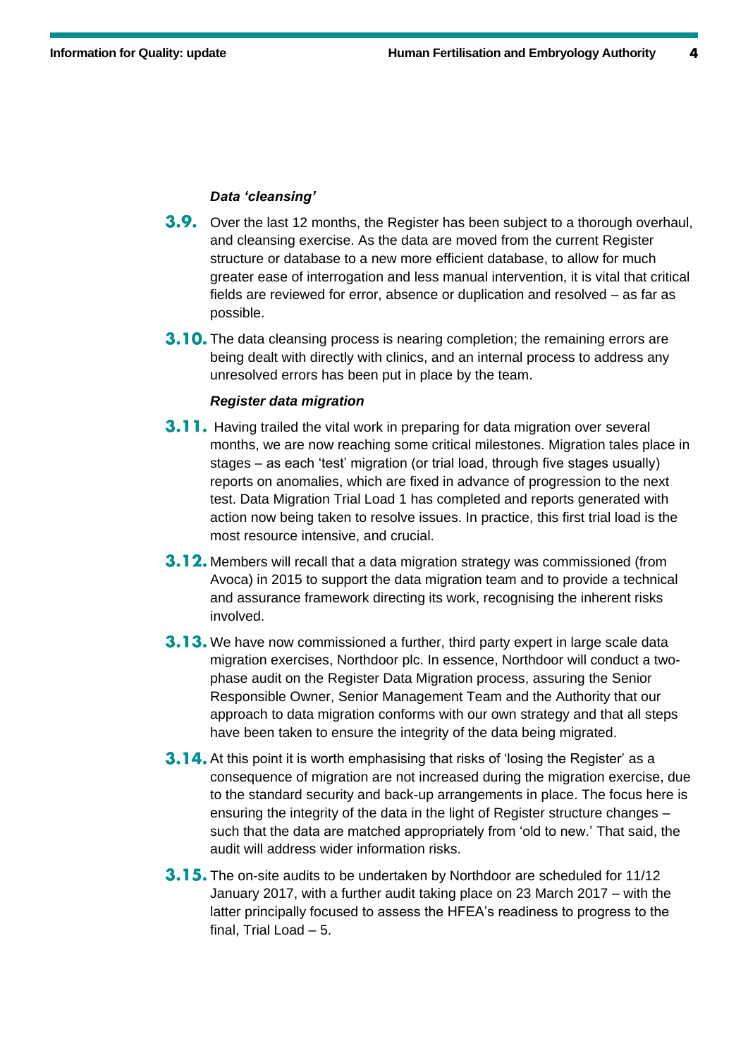***Data 'cleansing'***

**3.9.** Over the last 12 months, the Register has been subject to a thorough overhaul, and cleansing exercise. As the data are moved from the current Register structure or database to a new more efficient database, to allow for much greater ease of interrogation and less manual intervention, it is vital that critical fields are reviewed for error, absence or duplication and resolved – as far as possible.

**3.10.** The data cleansing process is nearing completion; the remaining errors are being dealt with directly with clinics, and an internal process to address any unresolved errors has been put in place by the team.

***Register data migration***

**3.11.** Having trailed the vital work in preparing for data migration over several months, we are now reaching some critical milestones. Migration tales place in stages – as each 'test' migration (or trial load, through five stages usually) reports on anomalies, which are fixed in advance of progression to the next test. Data Migration Trial Load 1 has completed and reports generated with action now being taken to resolve issues. In practice, this first trial load is the most resource intensive, and crucial.

**3.12.** Members will recall that a data migration strategy was commissioned (from Avoca) in 2015 to support the data migration team and to provide a technical and assurance framework directing its work, recognising the inherent risks involved.

**3.13.** We have now commissioned a further, third party expert in large scale data migration exercises, Northdoor plc. In essence, Northdoor will conduct a two-phase audit on the Register Data Migration process, assuring the Senior Responsible Owner, Senior Management Team and the Authority that our approach to data migration conforms with our own strategy and that all steps have been taken to ensure the integrity of the data being migrated.

**3.14.** At this point it is worth emphasising that risks of 'losing the Register' as a consequence of migration are not increased during the migration exercise, due to the standard security and back-up arrangements in place. The focus here is ensuring the integrity of the data in the light of Register structure changes – such that the data are matched appropriately from 'old to new.' That said, the audit will address wider information risks.

**3.15.** The on-site audits to be undertaken by Northdoor are scheduled for 11/12 January 2017, with a further audit taking place on 23 March 2017 – with the latter principally focused to assess the HFEA's readiness to progress to the final, Trial Load – 5.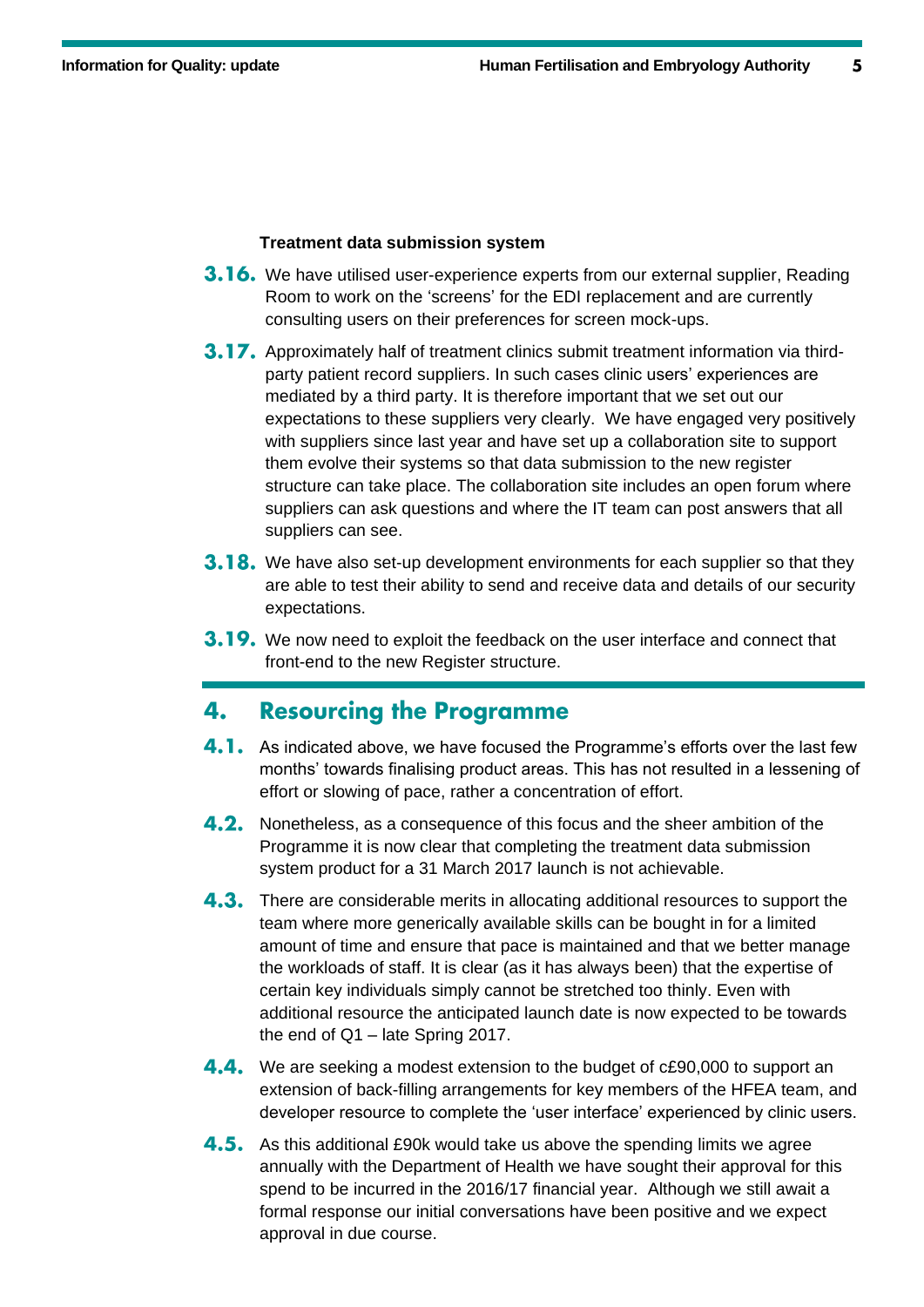**Treatment data submission system**

**3.16.** We have utilised user-experience experts from our external supplier, Reading Room to work on the 'screens' for the EDI replacement and are currently consulting users on their preferences for screen mock-ups.

**3.17.** Approximately half of treatment clinics submit treatment information via third-party patient record suppliers. In such cases clinic users' experiences are mediated by a third party. It is therefore important that we set out our expectations to these suppliers very clearly. We have engaged very positively with suppliers since last year and have set up a collaboration site to support them evolve their systems so that data submission to the new register structure can take place. The collaboration site includes an open forum where suppliers can ask questions and where the IT team can post answers that all suppliers can see.

**3.18.** We have also set-up development environments for each supplier so that they are able to test their ability to send and receive data and details of our security expectations.

**3.19.** We now need to exploit the feedback on the user interface and connect that front-end to the new Register structure.

## 4. Resourcing the Programme

**4.1.** As indicated above, we have focused the Programme's efforts over the last few months' towards finalising product areas. This has not resulted in a lessening of effort or slowing of pace, rather a concentration of effort.

**4.2.** Nonetheless, as a consequence of this focus and the sheer ambition of the Programme it is now clear that completing the treatment data submission system product for a 31 March 2017 launch is not achievable.

**4.3.** There are considerable merits in allocating additional resources to support the team where more generically available skills can be bought in for a limited amount of time and ensure that pace is maintained and that we better manage the workloads of staff. It is clear (as it has always been) that the expertise of certain key individuals simply cannot be stretched too thinly. Even with additional resource the anticipated launch date is now expected to be towards the end of Q1 – late Spring 2017.

**4.4.** We are seeking a modest extension to the budget of c£90,000 to support an extension of back-filling arrangements for key members of the HFEA team, and developer resource to complete the 'user interface' experienced by clinic users.

**4.5.** As this additional £90k would take us above the spending limits we agree annually with the Department of Health we have sought their approval for this spend to be incurred in the 2016/17 financial year. Although we still await a formal response our initial conversations have been positive and we expect approval in due course.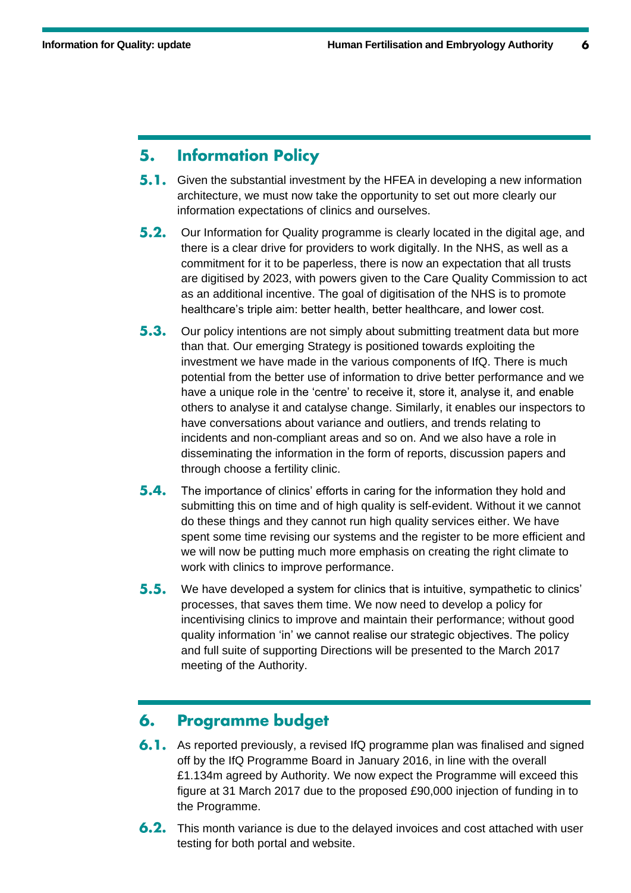## 5. Information Policy

**5.1.** Given the substantial investment by the HFEA in developing a new information architecture, we must now take the opportunity to set out more clearly our information expectations of clinics and ourselves.

**5.2.** Our Information for Quality programme is clearly located in the digital age, and there is a clear drive for providers to work digitally. In the NHS, as well as a commitment for it to be paperless, there is now an expectation that all trusts are digitised by 2023, with powers given to the Care Quality Commission to act as an additional incentive. The goal of digitisation of the NHS is to promote healthcare's triple aim: better health, better healthcare, and lower cost.

**5.3.** Our policy intentions are not simply about submitting treatment data but more than that. Our emerging Strategy is positioned towards exploiting the investment we have made in the various components of IfQ. There is much potential from the better use of information to drive better performance and we have a unique role in the 'centre' to receive it, store it, analyse it, and enable others to analyse it and catalyse change. Similarly, it enables our inspectors to have conversations about variance and outliers, and trends relating to incidents and non-compliant areas and so on. And we also have a role in disseminating the information in the form of reports, discussion papers and through choose a fertility clinic.

**5.4.** The importance of clinics' efforts in caring for the information they hold and submitting this on time and of high quality is self-evident. Without it we cannot do these things and they cannot run high quality services either. We have spent some time revising our systems and the register to be more efficient and we will now be putting much more emphasis on creating the right climate to work with clinics to improve performance.

**5.5.** We have developed a system for clinics that is intuitive, sympathetic to clinics' processes, that saves them time. We now need to develop a policy for incentivising clinics to improve and maintain their performance; without good quality information 'in' we cannot realise our strategic objectives. The policy and full suite of supporting Directions will be presented to the March 2017 meeting of the Authority.

## 6. Programme budget

**6.1.** As reported previously, a revised IfQ programme plan was finalised and signed off by the IfQ Programme Board in January 2016, in line with the overall £1.134m agreed by Authority. We now expect the Programme will exceed this figure at 31 March 2017 due to the proposed £90,000 injection of funding in to the Programme.

**6.2.** This month variance is due to the delayed invoices and cost attached with user testing for both portal and website.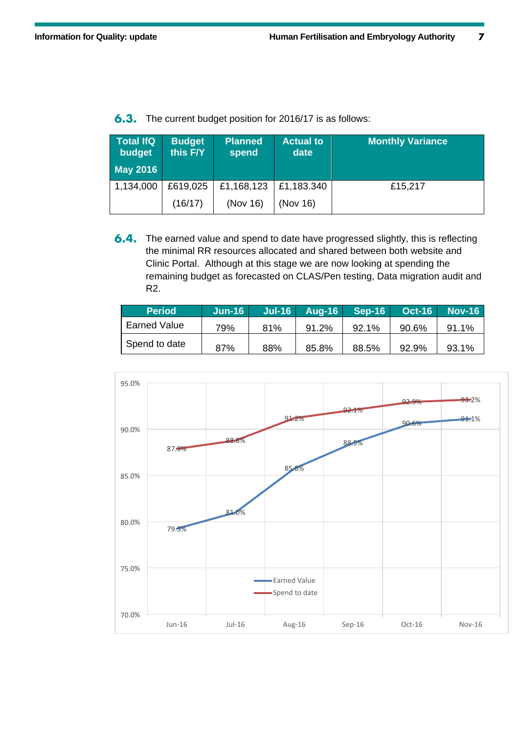**6.3.** The current budget position for 2016/17 is as follows:

| Total IfQ budget May 2016 | Budget this F/Y | Planned spend | Actual to date | Monthly Variance |
|---|---|---|---|---|
| 1,134,000 | £619,025 (16/17) | £1,168,123 (Nov 16) | £1,183.340 (Nov 16) | £15,217 |

**6.4.** The earned value and spend to date have progressed slightly, this is reflecting the minimal RR resources allocated and shared between both website and Clinic Portal. Although at this stage we are now looking at spending the remaining budget as forecasted on CLAS/Pen testing, Data migration audit and R2.

| Period | Jun-16 | Jul-16 | Aug-16 | Sep-16 | Oct-16 | Nov-16 |
|---|---|---|---|---|---|---|
| Earned Value | 79% | 81% | 91.2% | 92.1% | 90.6% | 91.1% |
| Spend to date | 87% | 88% | 85.8% | 88.5% | 92.9% | 93.1% |

95.0%
90.0%
85.0%
80.0%
75.0%
70.0%

87.9%
88.8%
91.2%
92.1%
92.9%
93.2%

79.3%
81.0%
85.8%
88.5%
90.6%
91.1%

Earned Value
Spend to date

Jun-16
Jul-16
Aug-16
Sep-16
Oct-16
Nov-16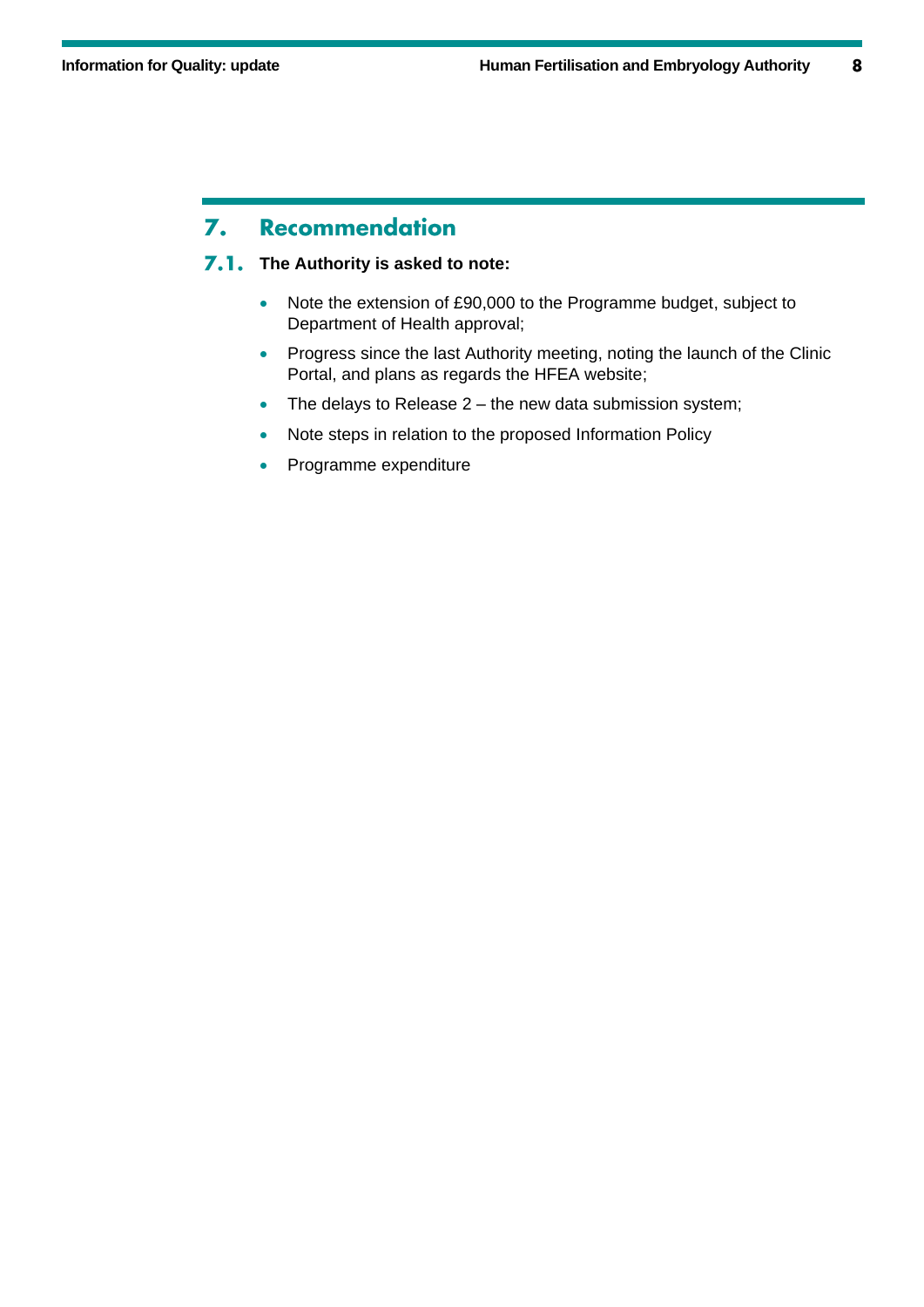## 7. Recommendation

**7.1. The Authority is asked to note:**

- Note the extension of £90,000 to the Programme budget, subject to Department of Health approval;
- Progress since the last Authority meeting, noting the launch of the Clinic Portal, and plans as regards the HFEA website;
- The delays to Release 2 – the new data submission system;
- Note steps in relation to the proposed Information Policy
- Programme expenditure